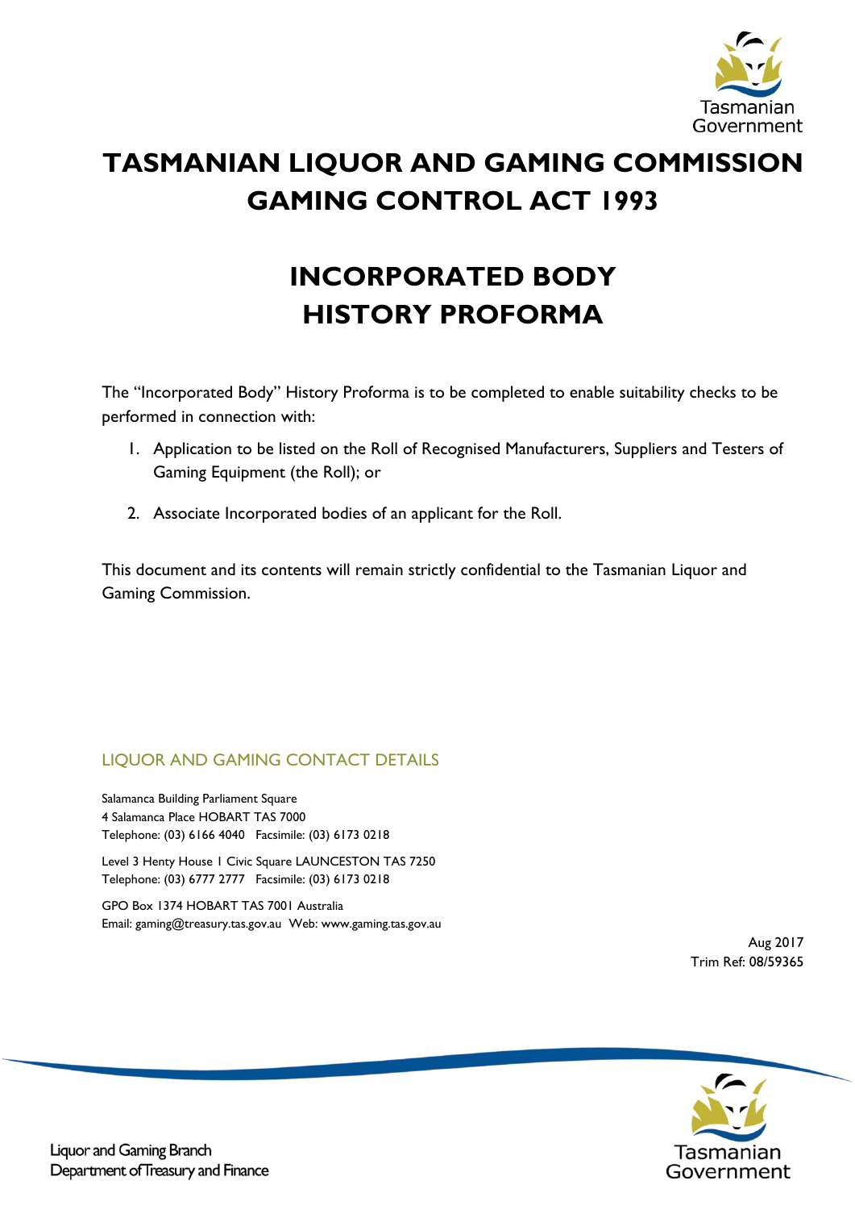# TASMANIAN LIQUOR AND GAMING COMMISSION GAMING CONTROL ACT 1993

# INCORPORATED BODY HISTORY PROFORMA

The "Incorporated Body" History Proforma is to be completed to enable suitability checks to be performed in connection with:

1. Application to be listed on the Roll of Recognised Manufacturers, Suppliers and Testers of Gaming Equipment (the Roll); or
2. Associate Incorporated bodies of an applicant for the Roll.

This document and its contents will remain strictly confidential to the Tasmanian Liquor and Gaming Commission.

## LIQUOR AND GAMING CONTACT DETAILS

Salamanca Building Parliament Square
4 Salamanca Place HOBART TAS 7000
Telephone: (03) 6166 4040 Facsimile: (03) 6173 0218

Level 3 Henty House 1 Civic Square LAUNCESTON TAS 7250
Telephone: (03) 6777 2777 Facsimile: (03) 6173 0218

GPO Box 1374 HOBART TAS 7001 Australia
Email: gaming@treasury.tas.gov.au Web: www.gaming.tas.gov.au

Aug 2017
Trim Ref: 08/59365

Liquor and Gaming Branch
Department of Treasury and Finance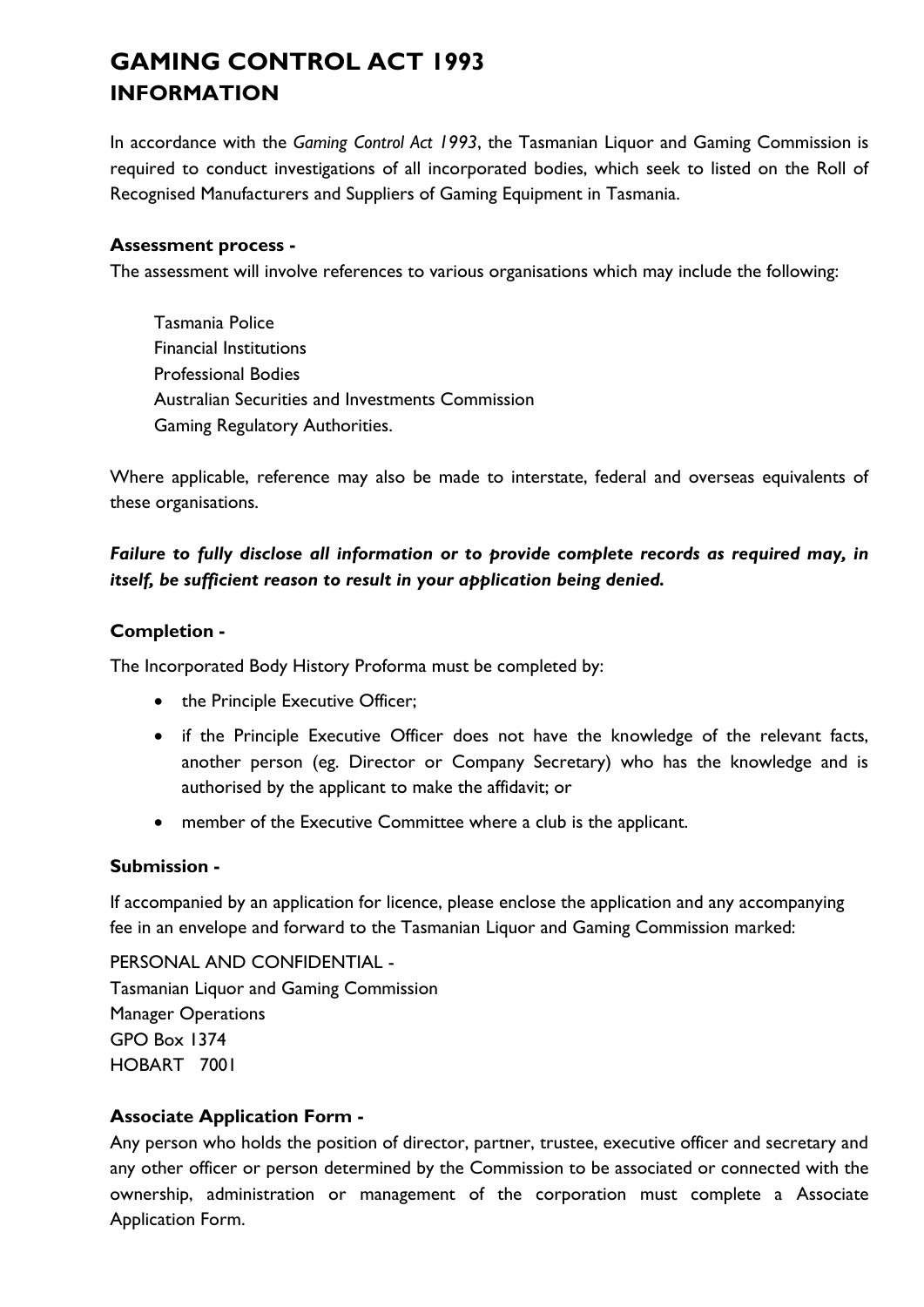# GAMING CONTROL ACT 1993
## INFORMATION

In accordance with the *Gaming Control Act 1993*, the Tasmanian Liquor and Gaming Commission is required to conduct investigations of all incorporated bodies, which seek to listed on the Roll of Recognised Manufacturers and Suppliers of Gaming Equipment in Tasmania.

**Assessment process -**

The assessment will involve references to various organisations which may include the following:

Tasmania Police
Financial Institutions
Professional Bodies
Australian Securities and Investments Commission
Gaming Regulatory Authorities.

Where applicable, reference may also be made to interstate, federal and overseas equivalents of these organisations.

***Failure to fully disclose all information or to provide complete records as required may, in itself, be sufficient reason to result in your application being denied.***

**Completion -**

The Incorporated Body History Proforma must be completed by:

- the Principle Executive Officer;
- if the Principle Executive Officer does not have the knowledge of the relevant facts, another person (eg. Director or Company Secretary) who has the knowledge and is authorised by the applicant to make the affidavit; or
- member of the Executive Committee where a club is the applicant.

**Submission -**

If accompanied by an application for licence, please enclose the application and any accompanying fee in an envelope and forward to the Tasmanian Liquor and Gaming Commission marked:

PERSONAL AND CONFIDENTIAL -
Tasmanian Liquor and Gaming Commission
Manager Operations
GPO Box 1374
HOBART 7001

**Associate Application Form -**

Any person who holds the position of director, partner, trustee, executive officer and secretary and any other officer or person determined by the Commission to be associated or connected with the ownership, administration or management of the corporation must complete a Associate Application Form.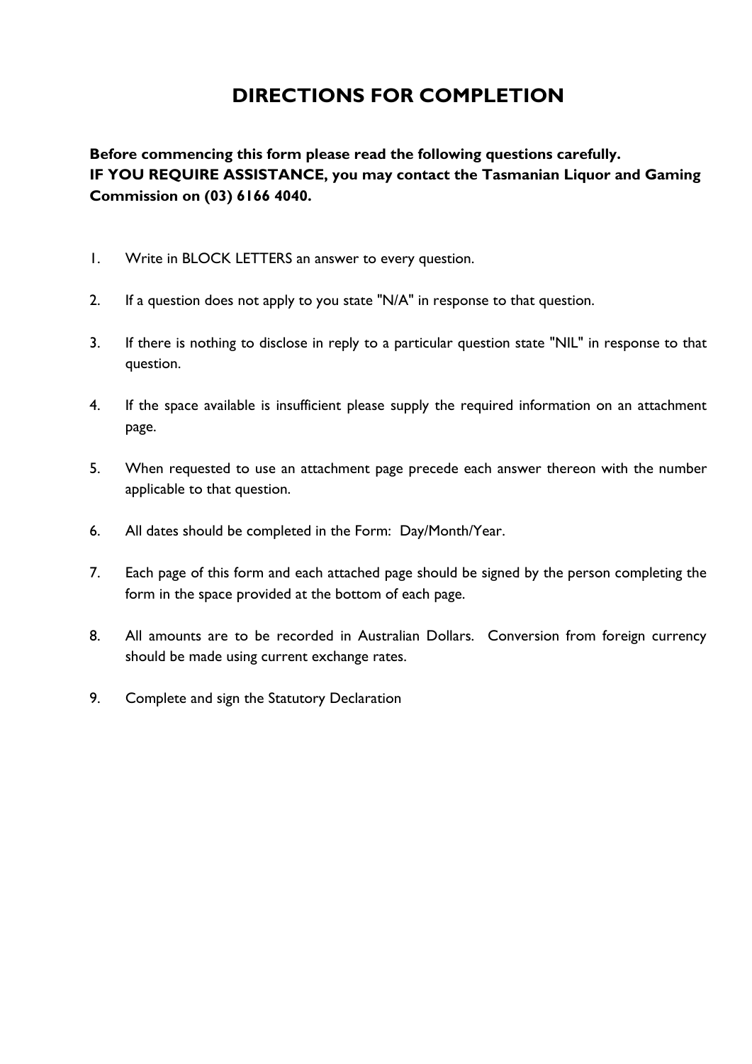# DIRECTIONS FOR COMPLETION

**Before commencing this form please read the following questions carefully.**
**IF YOU REQUIRE ASSISTANCE, you may contact the Tasmanian Liquor and Gaming Commission on (03) 6166 4040.**

1. Write in BLOCK LETTERS an answer to every question.

2. If a question does not apply to you state "N/A" in response to that question.

3. If there is nothing to disclose in reply to a particular question state "NIL" in response to that question.

4. If the space available is insufficient please supply the required information on an attachment page.

5. When requested to use an attachment page precede each answer thereon with the number applicable to that question.

6. All dates should be completed in the Form: Day/Month/Year.

7. Each page of this form and each attached page should be signed by the person completing the form in the space provided at the bottom of each page.

8. All amounts are to be recorded in Australian Dollars. Conversion from foreign currency should be made using current exchange rates.

9. Complete and sign the Statutory Declaration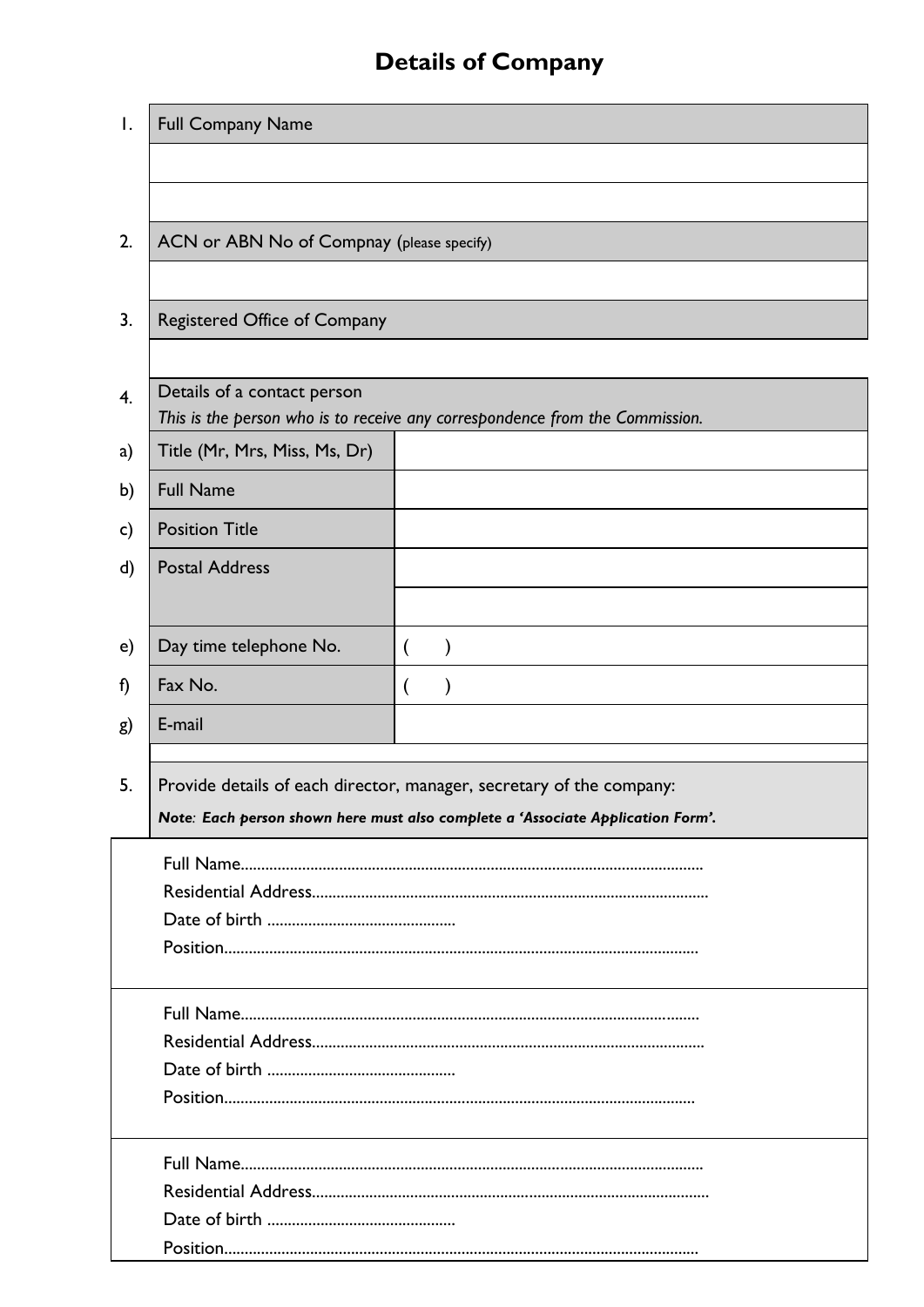# Details of Company

| | | |
|---|---|---|
| 1. | Full Company Name | |
| | | |
| | | |
| 2. | ACN or ABN No of Compnay (please specify) | |
| | | |
| 3. | Registered Office of Company | |
| | | |
| 4. | Details of a contact person<br>*This is the person who is to receive any correspondence from the Commission.* | |
| a) | Title (Mr, Mrs, Miss, Ms, Dr) | |
| b) | Full Name | |
| c) | Position Title | |
| d) | Postal Address | |
| | | |
| e) | Day time telephone No. | (     ) |
| f) | Fax No. | (     ) |
| g) | E-mail | |

5. Provide details of each director, manager, secretary of the company:

***Note**: Each person shown here must also complete a 'Associate Application Form'.*

Full Name..............................................................................................................
Residential Address...............................................................................................
Date of birth .............................................
Position..................................................................................................................

Full Name..............................................................................................................
Residential Address...............................................................................................
Date of birth .............................................
Position..................................................................................................................

Full Name..............................................................................................................
Residential Address...............................................................................................
Date of birth .............................................
Position..................................................................................................................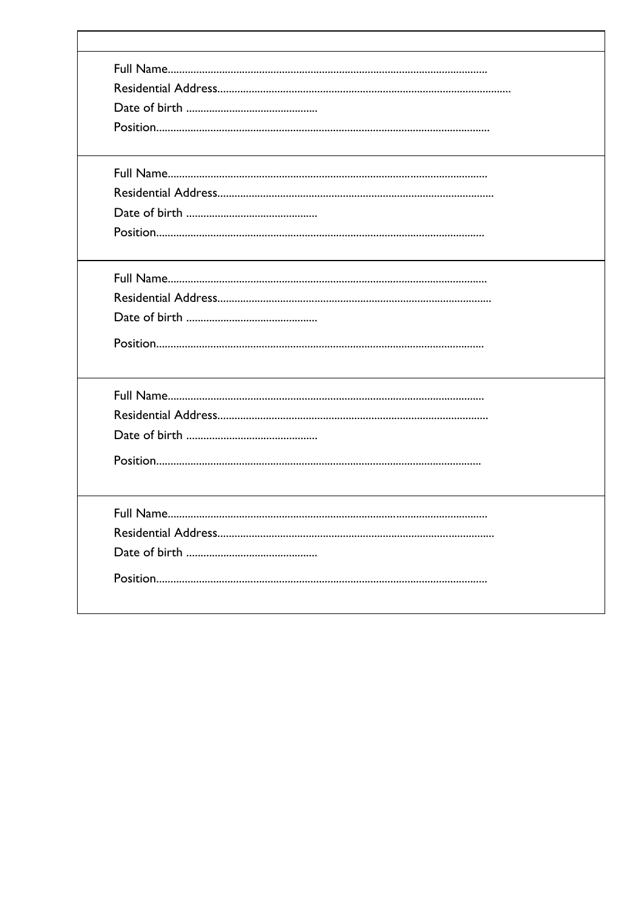| |
|---|
| Full Name..............................................................................................................<br>Residential Address....................................................................................................<br>Date of birth .............................................<br>Position.................................................................................................................. |
| Full Name..............................................................................................................<br>Residential Address...............................................................................................<br>Date of birth .............................................<br>Position................................................................................................................ |
| Full Name.............................................................................................................<br>Residential Address.............................................................................................<br>Date of birth .............................................<br>Position................................................................................................................ |
| Full Name............................................................................................................<br>Residential Address............................................................................................<br>Date of birth .............................................<br>Position............................................................................................................... |
| Full Name..............................................................................................................<br>Residential Address...............................................................................................<br>Date of birth .............................................<br>Position.................................................................................................................. |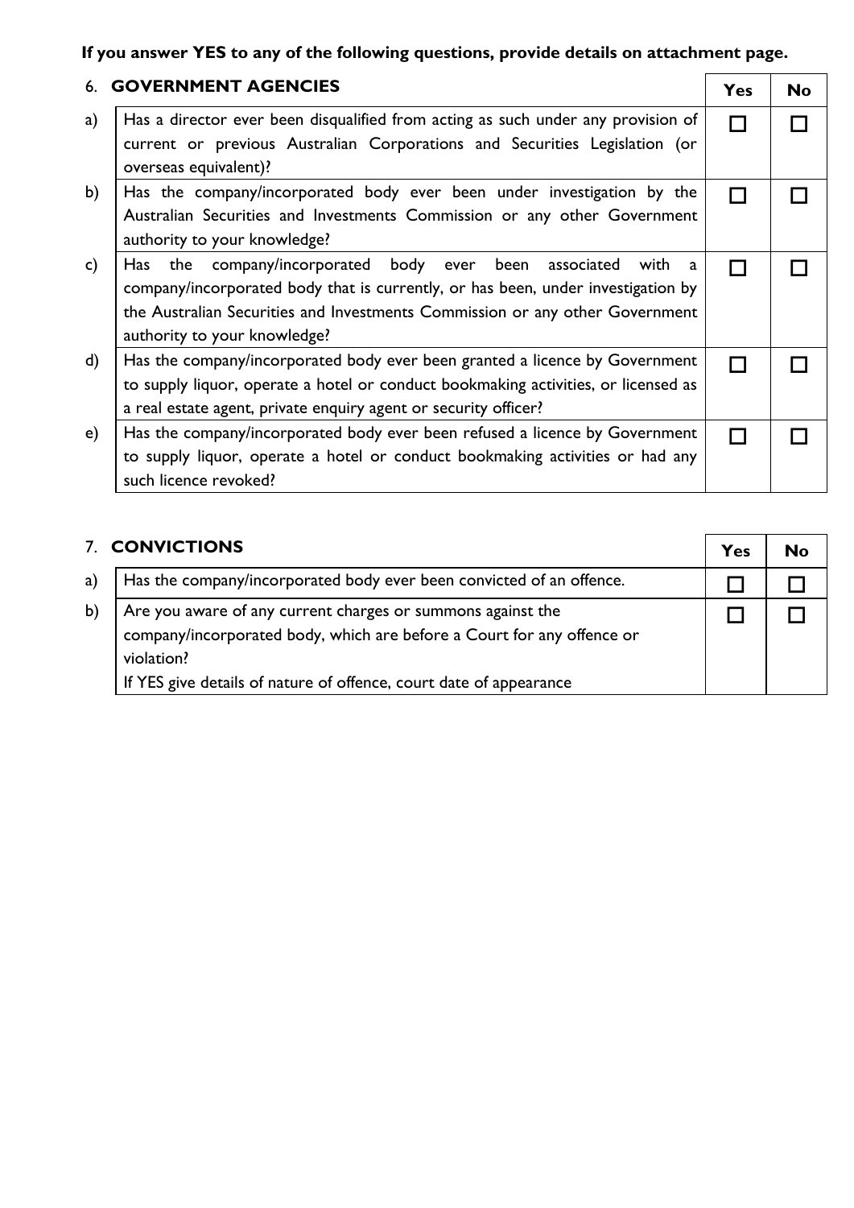**If you answer YES to any of the following questions, provide details on attachment page.**

| | 6. **GOVERNMENT AGENCIES** | **Yes** | **No** |
|---|---|---|---|
| a) | Has a director ever been disqualified from acting as such under any provision of current or previous Australian Corporations and Securities Legislation (or overseas equivalent)? | ☐ | ☐ |
| b) | Has the company/incorporated body ever been under investigation by the Australian Securities and Investments Commission or any other Government authority to your knowledge? | ☐ | ☐ |
| c) | Has the company/incorporated body ever been associated with a company/incorporated body that is currently, or has been, under investigation by the Australian Securities and Investments Commission or any other Government authority to your knowledge? | ☐ | ☐ |
| d) | Has the company/incorporated body ever been granted a licence by Government to supply liquor, operate a hotel or conduct bookmaking activities, or licensed as a real estate agent, private enquiry agent or security officer? | ☐ | ☐ |
| e) | Has the company/incorporated body ever been refused a licence by Government to supply liquor, operate a hotel or conduct bookmaking activities or had any such licence revoked? | ☐ | ☐ |

| | 7. **CONVICTIONS** | **Yes** | **No** |
|---|---|---|---|
| a) | Has the company/incorporated body ever been convicted of an offence. | ☐ | ☐ |
| b) | Are you aware of any current charges or summons against the company/incorporated body, which are before a Court for any offence or violation?<br>If YES give details of nature of offence, court date of appearance | ☐ | ☐ |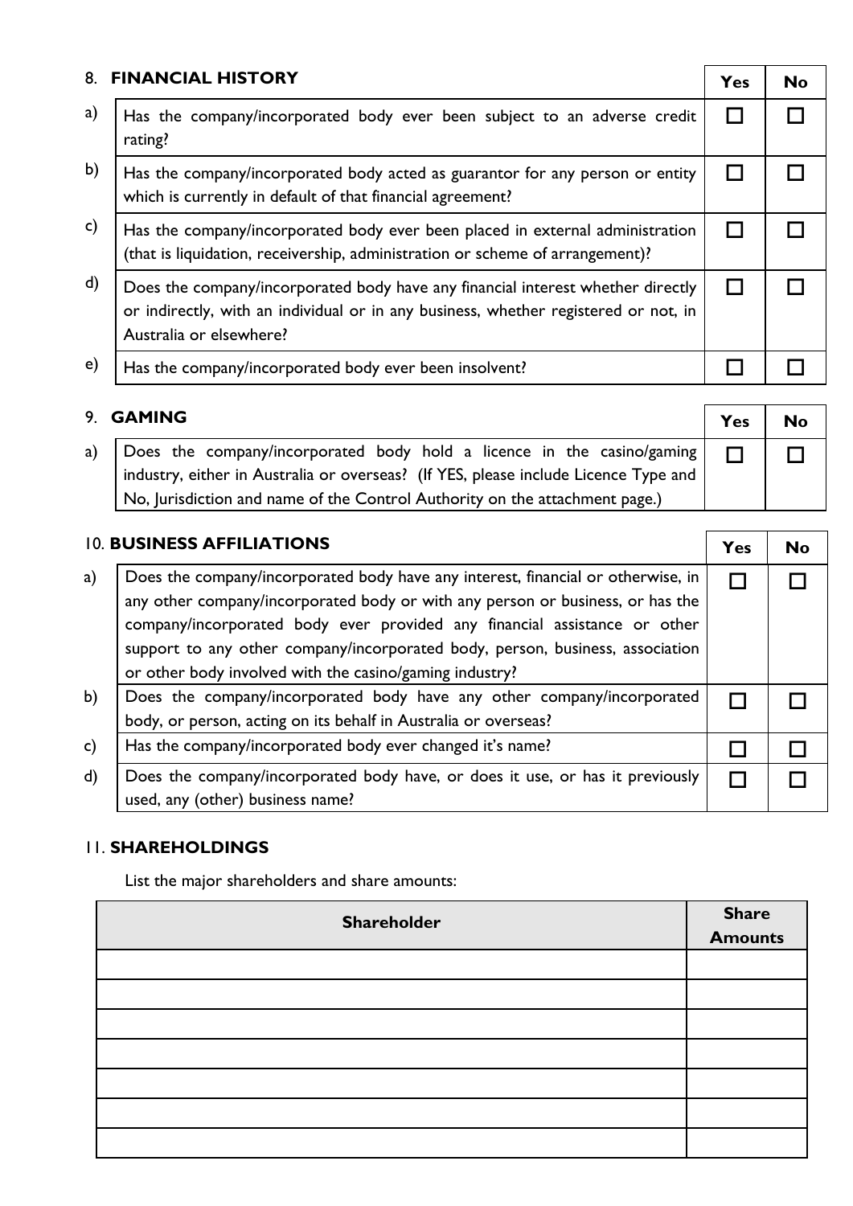## 8. FINANCIAL HISTORY

| | | Yes | No |
|---|---|---|---|
| a) | Has the company/incorporated body ever been subject to an adverse credit rating? | ☐ | ☐ |
| b) | Has the company/incorporated body acted as guarantor for any person or entity which is currently in default of that financial agreement? | ☐ | ☐ |
| c) | Has the company/incorporated body ever been placed in external administration (that is liquidation, receivership, administration or scheme of arrangement)? | ☐ | ☐ |
| d) | Does the company/incorporated body have any financial interest whether directly or indirectly, with an individual or in any business, whether registered or not, in Australia or elsewhere? | ☐ | ☐ |
| e) | Has the company/incorporated body ever been insolvent? | ☐ | ☐ |

## 9. GAMING

| | | Yes | No |
|---|---|---|---|
| a) | Does the company/incorporated body hold a licence in the casino/gaming industry, either in Australia or overseas? (If YES, please include Licence Type and No, Jurisdiction and name of the Control Authority on the attachment page.) | ☐ | ☐ |

## 10. BUSINESS AFFILIATIONS

| | | Yes | No |
|---|---|---|---|
| a) | Does the company/incorporated body have any interest, financial or otherwise, in any other company/incorporated body or with any person or business, or has the company/incorporated body ever provided any financial assistance or other support to any other company/incorporated body, person, business, association or other body involved with the casino/gaming industry? | ☐ | ☐ |
| b) | Does the company/incorporated body have any other company/incorporated body, or person, acting on its behalf in Australia or overseas? | ☐ | ☐ |
| c) | Has the company/incorporated body ever changed it's name? | ☐ | ☐ |
| d) | Does the company/incorporated body have, or does it use, or has it previously used, any (other) business name? | ☐ | ☐ |

## 11. SHAREHOLDINGS

List the major shareholders and share amounts:

| Shareholder | Share Amounts |
|---|---|
| | |
| | |
| | |
| | |
| | |
| | |
| | |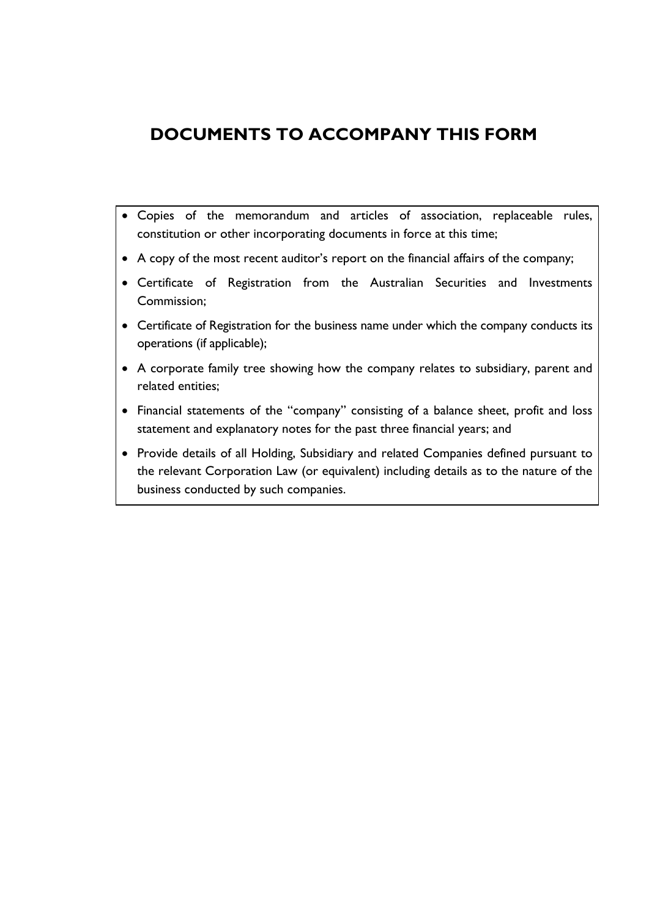# DOCUMENTS TO ACCOMPANY THIS FORM

- Copies of the memorandum and articles of association, replaceable rules, constitution or other incorporating documents in force at this time;
- A copy of the most recent auditor's report on the financial affairs of the company;
- Certificate of Registration from the Australian Securities and Investments Commission;
- Certificate of Registration for the business name under which the company conducts its operations (if applicable);
- A corporate family tree showing how the company relates to subsidiary, parent and related entities;
- Financial statements of the "company" consisting of a balance sheet, profit and loss statement and explanatory notes for the past three financial years; and
- Provide details of all Holding, Subsidiary and related Companies defined pursuant to the relevant Corporation Law (or equivalent) including details as to the nature of the business conducted by such companies.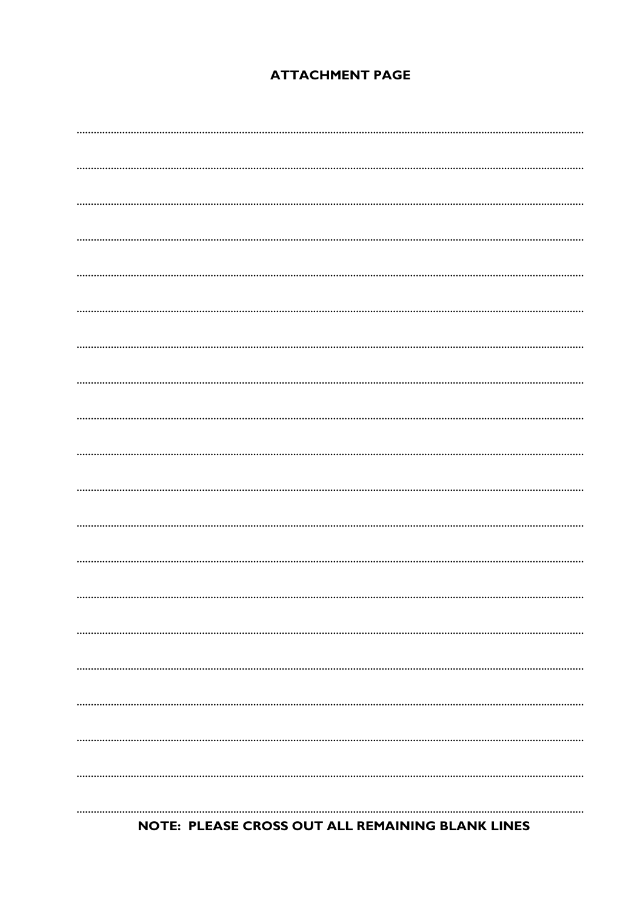**ATTACHMENT PAGE**

..............................................................................................................................................................

..............................................................................................................................................................

..............................................................................................................................................................

..............................................................................................................................................................

..............................................................................................................................................................

..............................................................................................................................................................

..............................................................................................................................................................

..............................................................................................................................................................

..............................................................................................................................................................

..............................................................................................................................................................

..............................................................................................................................................................

..............................................................................................................................................................

..............................................................................................................................................................

..............................................................................................................................................................

..............................................................................................................................................................

..............................................................................................................................................................

..............................................................................................................................................................

..............................................................................................................................................................

..............................................................................................................................................................

..............................................................................................................................................................

**NOTE: PLEASE CROSS OUT ALL REMAINING BLANK LINES**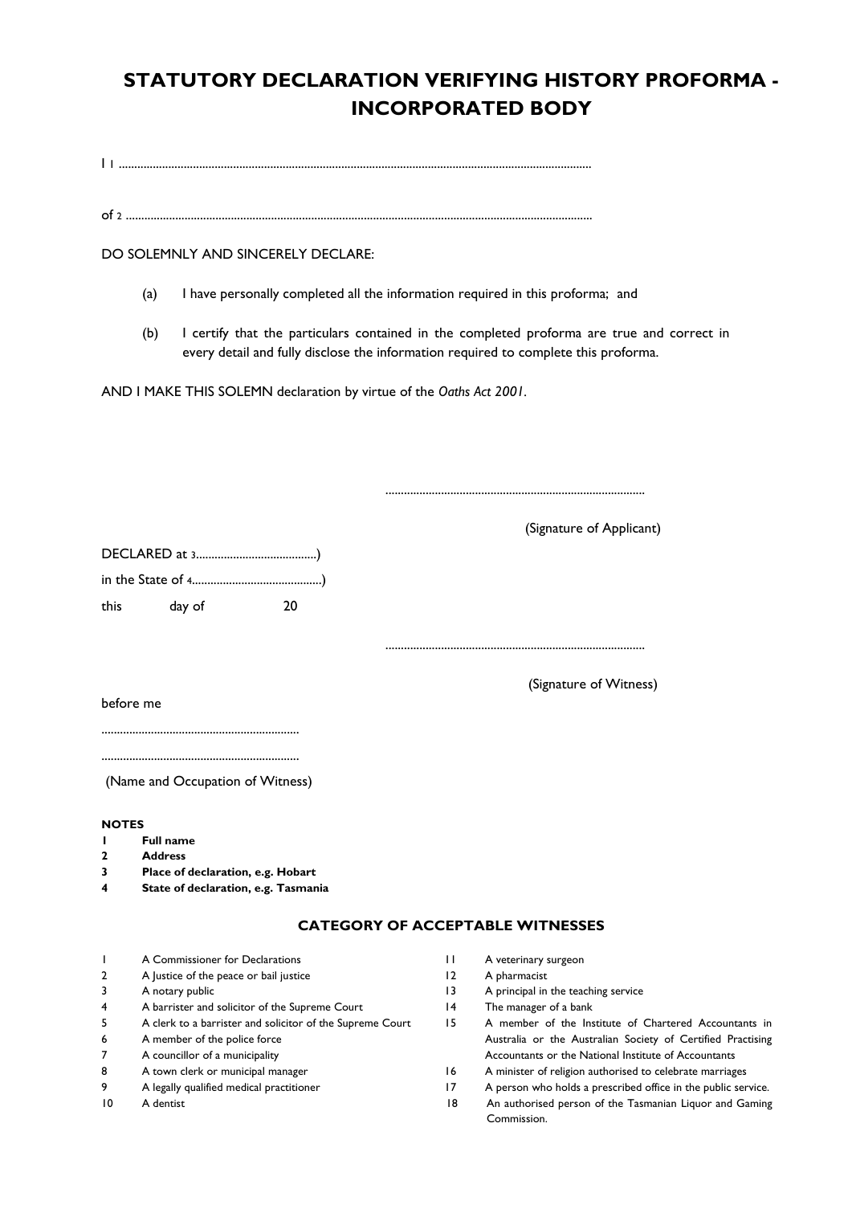# STATUSTORY DECLARATION VERIFYING HISTORY PROFORMA - INCORPORATED BODY

I [1] .......................................................................................................................................

of [2] .......................................................................................................................................

DO SOLEMNLY AND SINCERELY DECLARE:

(a) I have personally completed all the information required in this proforma; and

(b) I certify that the particulars contained in the completed proforma are true and correct in every detail and fully disclose the information required to complete this proforma.

AND I MAKE THIS SOLEMN declaration by virtue of the *Oaths Act 2001*.

...................................................................................

(Signature of Applicant)

DECLARED at [3].......................................)

in the State of [4]..........................................)

this day of 20

...................................................................................

(Signature of Witness)

before me

...............................................................

...............................................................

(Name and Occupation of Witness)

**NOTES**

**1 Full name**

**2 Address**

**3 Place of declaration, e.g. Hobart**

**4 State of declaration, e.g. Tasmania**

### CATEGORY OF ACCEPTABLE WITNESSES

1. A Commissioner for Declarations
2. A Justice of the peace or bail justice
3. A notary public
4. A barrister and solicitor of the Supreme Court
5. A clerk to a barrister and solicitor of the Supreme Court
6. A member of the police force
7. A councillor of a municipality
8. A town clerk or municipal manager
9. A legally qualified medical practitioner
10. A dentist
11. A veterinary surgeon
12. A pharmacist
13. A principal in the teaching service
14. The manager of a bank
15. A member of the Institute of Chartered Accountants in Australia or the Australian Society of Certified Practising Accountants or the National Institute of Accountants
16. A minister of religion authorised to celebrate marriages
17. A person who holds a prescribed office in the public service.
18. An authorised person of the Tasmanian Liquor and Gaming Commission.

# STATUTORY DECLARATION VERIFYING HISTORY PROFORMA - INCORPORATED BODY

I [1] .......................................................................................................................................

of [2] .......................................................................................................................................

DO SOLEMNLY AND SINCERELY DECLARE:

(a) I have personally completed all the information required in this proforma; and

(b) I certify that the particulars contained in the completed proforma are true and correct in every detail and fully disclose the information required to complete this proforma.

AND I MAKE THIS SOLEMN declaration by virtue of the *Oaths Act 2001*.

...................................................................................

(Signature of Applicant)

DECLARED at [3].......................................)

in the State of [4]..........................................)

this day of 20

...................................................................................

(Signature of Witness)

before me

...............................................................

...............................................................

(Name and Occupation of Witness)

**NOTES**

**1 Full name**

**2 Address**

**3 Place of declaration, e.g. Hobart**

**4 State of declaration, e.g. Tasmania**

### CATEGORY OF ACCEPTABLE WITNESSES

1. A Commissioner for Declarations
2. A Justice of the peace or bail justice
3. A notary public
4. A barrister and solicitor of the Supreme Court
5. A clerk to a barrister and solicitor of the Supreme Court
6. A member of the police force
7. A councillor of a municipality
8. A town clerk or municipal manager
9. A legally qualified medical practitioner
10. A dentist
11. A veterinary surgeon
12. A pharmacist
13. A principal in the teaching service
14. The manager of a bank
15. A member of the Institute of Chartered Accountants in Australia or the Australian Society of Certified Practising Accountants or the National Institute of Accountants
16. A minister of religion authorised to celebrate marriages
17. A person who holds a prescribed office in the public service.
18. An authorised person of the Tasmanian Liquor and Gaming Commission.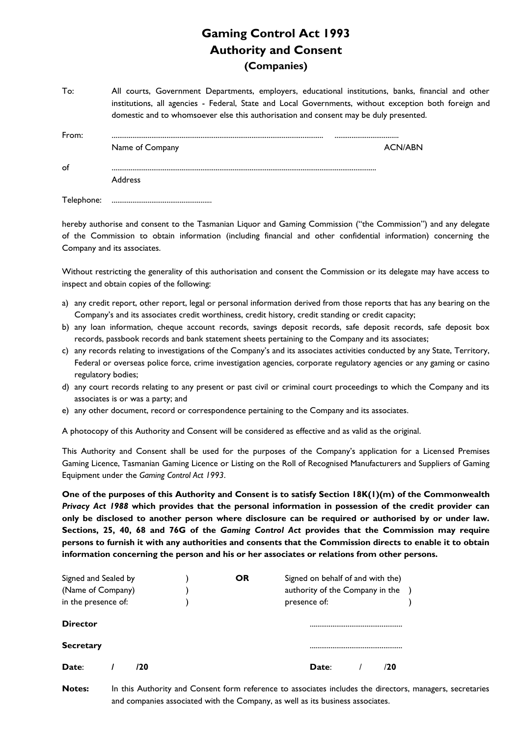# Gaming Control Act 1993
## Authority and Consent
### (Companies)

To: All courts, Government Departments, employers, educational institutions, banks, financial and other institutions, all agencies - Federal, State and Local Governments, without exception both foreign and domestic and to whomsoever else this authorisation and consent may be duly presented.

From: ............................................................................................................ ..................................
Name of Company ACN/ABN

of ..........................................................................................................................................
Address

Telephone: ....................................................

hereby authorise and consent to the Tasmanian Liquor and Gaming Commission ("the Commission") and any delegate of the Commission to obtain information (including financial and other confidential information) concerning the Company and its associates.

Without restricting the generality of this authorisation and consent the Commission or its delegate may have access to inspect and obtain copies of the following:

a) any credit report, other report, legal or personal information derived from those reports that has any bearing on the Company's and its associates credit worthiness, credit history, credit standing or credit capacity;
b) any loan information, cheque account records, savings deposit records, safe deposit records, safe deposit box records, passbook records and bank statement sheets pertaining to the Company and its associates;
c) any records relating to investigations of the Company's and its associates activities conducted by any State, Territory, Federal or overseas police force, crime investigation agencies, corporate regulatory agencies or any gaming or casino regulatory bodies;
d) any court records relating to any present or past civil or criminal court proceedings to which the Company and its associates is or was a party; and
e) any other document, record or correspondence pertaining to the Company and its associates.

A photocopy of this Authority and Consent will be considered as effective and as valid as the original.

This Authority and Consent shall be used for the purposes of the Company's application for a Licensed Premises Gaming Licence, Tasmanian Gaming Licence or Listing on the Roll of Recognised Manufacturers and Suppliers of Gaming Equipment under the *Gaming Control Act 1993*.

**One of the purposes of this Authority and Consent is to satisfy Section 18K(1)(m) of the Commonwealth *Privacy Act 1988* which provides that the personal information in possession of the credit provider can only be disclosed to another person where disclosure can be required or authorised by or under law. Sections, 25, 40, 68 and 76G of the *Gaming Control Act* provides that the Commission may require persons to furnish it with any authorities and consents that the Commission directs to enable it to obtain information concerning the person and his or her associates or relations from other persons.**

Signed and Sealed by )
(Name of Company) )
in the presence of: )

**OR**

Signed on behalf of and with the)
authority of the Company in the )
presence of: )

**Director** ................................................

**Secretary** ................................................

**Date**: / /20 **Date**: / /20

**Notes:** In this Authority and Consent form reference to associates includes the directors, managers, secretaries and companies associated with the Company, as well as its business associates.